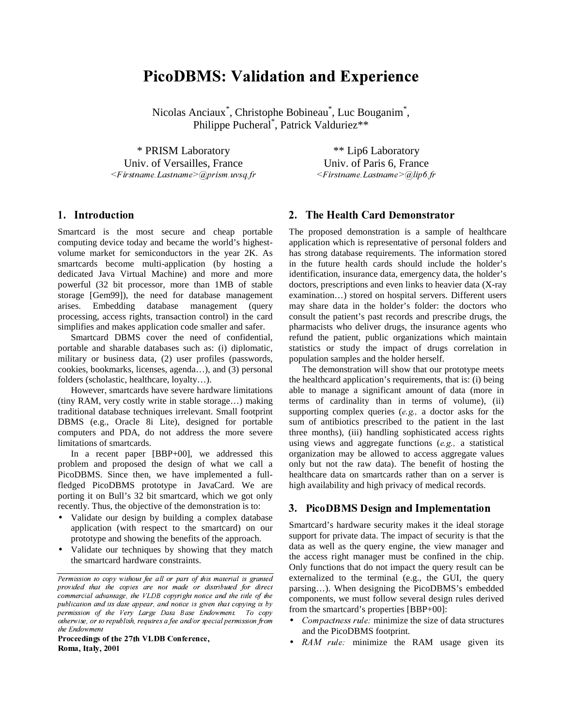# PicoDBMS: Validation and Experience

Nicolas Anciaux*, Christophe Bobineau*, Luc Bouganim*, Philippe Pucheral*, Patrick Valduriez**

\* PRISM Laboratory
Univ. of Versailles, France
<Firstname.Lastname>@prism.uvsq.fr

\*\* Lip6 Laboratory
Univ. of Paris 6, France
<Firstname.Lastname>@lip6.fr

## 1. Introduction

Smartcard is the most secure and cheap portable computing device today and became the world's highest-volume market for semiconductors in the year 2K. As smartcards become multi-application (by hosting a dedicated Java Virtual Machine) and more and more powerful (32 bit processor, more than 1MB of stable storage [Gem99]), the need for database management arises. Embedding database management (query processing, access rights, transaction control) in the card simplifies and makes application code smaller and safer.

Smartcard DBMS cover the need of confidential, portable and sharable databases such as: (i) diplomatic, military or business data, (2) user profiles (passwords, cookies, bookmarks, licenses, agenda…), and (3) personal folders (scholastic, healthcare, loyalty…).

However, smartcards have severe hardware limitations (tiny RAM, very costly write in stable storage…) making traditional database techniques irrelevant. Small footprint DBMS (e.g., Oracle 8i Lite), designed for portable computers and PDA, do not address the more severe limitations of smartcards.

In a recent paper [BBP+00], we addressed this problem and proposed the design of what we call a PicoDBMS. Since then, we have implemented a full-fledged PicoDBMS prototype in JavaCard. We are porting it on Bull's 32 bit smartcard, which we got only recently. Thus, the objective of the demonstration is to:

- Validate our design by building a complex database application (with respect to the smartcard) on our prototype and showing the benefits of the approach.
- Validate our techniques by showing that they match the smartcard hardware constraints.

*Permission to copy without fee all or part of this material is granted provided that the copies are not made or distributed for direct commercial advantage, the VLDB copyright notice and the title of the publication and its date appear, and notice is given that copying is by permission of the Very Large Data Base Endowment. To copy otherwise, or to republish, requires a fee and/or special permission from the Endowment*

**Proceedings of the 27th VLDB Conference, Roma, Italy, 2001**

## 2. The Health Card Demonstrator

The proposed demonstration is a sample of healthcare application which is representative of personal folders and has strong database requirements. The information stored in the future health cards should include the holder's identification, insurance data, emergency data, the holder's doctors, prescriptions and even links to heavier data (X-ray examination…) stored on hospital servers. Different users may share data in the holder's folder: the doctors who consult the patient's past records and prescribe drugs, the pharmacists who deliver drugs, the insurance agents who refund the patient, public organizations which maintain statistics or study the impact of drugs correlation in population samples and the holder herself.

The demonstration will show that our prototype meets the healthcard application's requirements, that is: (i) being able to manage a significant amount of data (more in terms of cardinality than in terms of volume), (ii) supporting complex queries (*e.g.,* a doctor asks for the sum of antibiotics prescribed to the patient in the last three months), (iii) handling sophisticated access rights using views and aggregate functions (*e.g.,* a statistical organization may be allowed to access aggregate values only but not the raw data). The benefit of hosting the healthcare data on smartcards rather than on a server is high availability and high privacy of medical records.

## 3. PicoDBMS Design and Implementation

Smartcard's hardware security makes it the ideal storage support for private data. The impact of security is that the data as well as the query engine, the view manager and the access right manager must be confined in the chip. Only functions that do not impact the query result can be externalized to the terminal (e.g., the GUI, the query parsing…). When designing the PicoDBMS's embedded components, we must follow several design rules derived from the smartcard's properties [BBP+00]:

- *Compactness rule:* minimize the size of data structures and the PicoDBMS footprint.
- *RAM rule:* minimize the RAM usage given its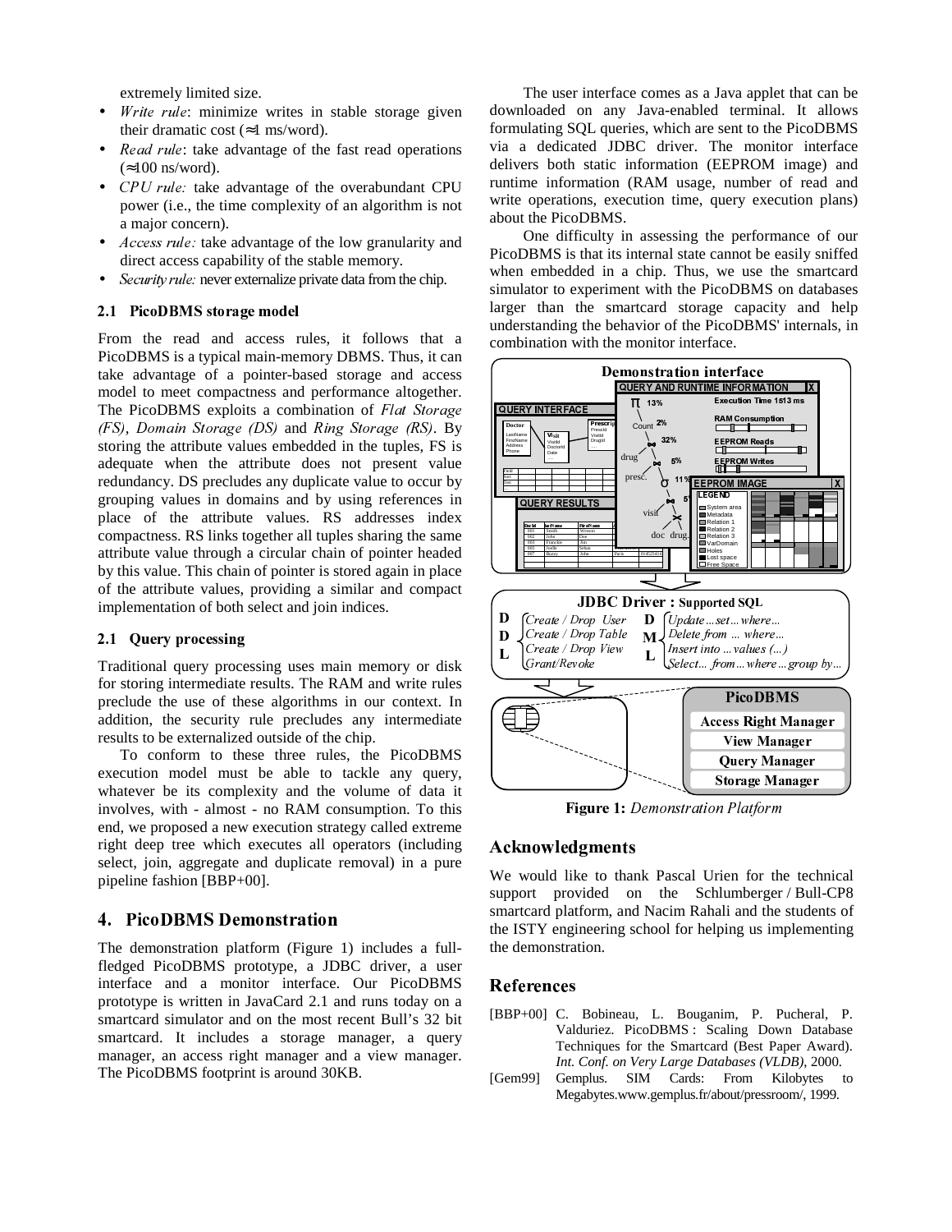extremely limited size.

- *Write rule*: minimize writes in stable storage given their dramatic cost (≈1 ms/word).
- *Read rule*: take advantage of the fast read operations (≈100 ns/word).
- *CPU rule:* take advantage of the overabundant CPU power (i.e., the time complexity of an algorithm is not a major concern).
- *Access rule:* take advantage of the low granularity and direct access capability of the stable memory.
- *Security rule:* never externalize private data from the chip.

### 2.1 PicoDBMS storage model

From the read and access rules, it follows that a PicoDBMS is a typical main-memory DBMS. Thus, it can take advantage of a pointer-based storage and access model to meet compactness and performance altogether. The PicoDBMS exploits a combination of *Flat Storage (FS)*, *Domain Storage (DS)* and *Ring Storage (RS)*. By storing the attribute values embedded in the tuples, FS is adequate when the attribute does not present value redundancy. DS precludes any duplicate value to occur by grouping values in domains and by using references in place of the attribute values. RS addresses index compactness. RS links together all tuples sharing the same attribute value through a circular chain of pointer headed by this value. This chain of pointer is stored again in place of the attribute values, providing a similar and compact implementation of both select and join indices.

### 2.1 Query processing

Traditional query processing uses main memory or disk for storing intermediate results. The RAM and write rules preclude the use of these algorithms in our context. In addition, the security rule precludes any intermediate results to be externalized outside of the chip.

To conform to these three rules, the PicoDBMS execution model must be able to tackle any query, whatever be its complexity and the volume of data it involves, with - almost - no RAM consumption. To this end, we proposed a new execution strategy called extreme right deep tree which executes all operators (including select, join, aggregate and duplicate removal) in a pure pipeline fashion [BBP+00].

## 4. PicoDBMS Demonstration

The demonstration platform (Figure 1) includes a full-fledged PicoDBMS prototype, a JDBC driver, a user interface and a monitor interface. Our PicoDBMS prototype is written in JavaCard 2.1 and runs today on a smartcard simulator and on the most recent Bull's 32 bit smartcard. It includes a storage manager, a query manager, an access right manager and a view manager. The PicoDBMS footprint is around 30KB.

The user interface comes as a Java applet that can be downloaded on any Java-enabled terminal. It allows formulating SQL queries, which are sent to the PicoDBMS via a dedicated JDBC driver. The monitor interface delivers both static information (EEPROM image) and runtime information (RAM usage, number of read and write operations, execution time, query execution plans) about the PicoDBMS.

One difficulty in assessing the performance of our PicoDBMS is that its internal state cannot be easily sniffed when embedded in a chip. Thus, we use the smartcard simulator to experiment with the PicoDBMS on databases larger than the smartcard storage capacity and help understanding the behavior of the PicoDBMS' internals, in combination with the monitor interface.

Demonstration interface

QUERY AND RUNTIME INFORMATION

Execution Time 1513 ms

RAM Consumption

EEPROM Reads

EEPROM Writes

QUERY INTERFACE

QUERY RESULTS

EEPROM IMAGE

LEGEND: System area, Metadata, Relation 1, Relation 2, Relation 3, VarDomain, Holes, Lost space, Free Space

JDBC Driver : Supported SQL

DDL: Create / Drop User, Create / Drop Table, Create / Drop View, Grant/Revoke

DML: Update ... set ... where..., Delete from ... where..., Insert into ... values (...), Select... from ... where ... group by...

PicoDBMS: Access Right Manager, View Manager, Query Manager, Storage Manager

**Figure 1:** *Demonstration Platform*

## Acknowledgments

We would like to thank Pascal Urien for the technical support provided on the Schlumberger / Bull-CP8 smartcard platform, and Nacim Rahali and the students of the ISTY engineering school for helping us implementing the demonstration.

## References

[BBP+00] C. Bobineau, L. Bouganim, P. Pucheral, P. Valduriez. PicoDBMS : Scaling Down Database Techniques for the Smartcard (Best Paper Award). *Int. Conf. on Very Large Databases (VLDB)*, 2000.

[Gem99] Gemplus. SIM Cards: From Kilobytes to Megabytes.www.gemplus.fr/about/pressroom/, 1999.